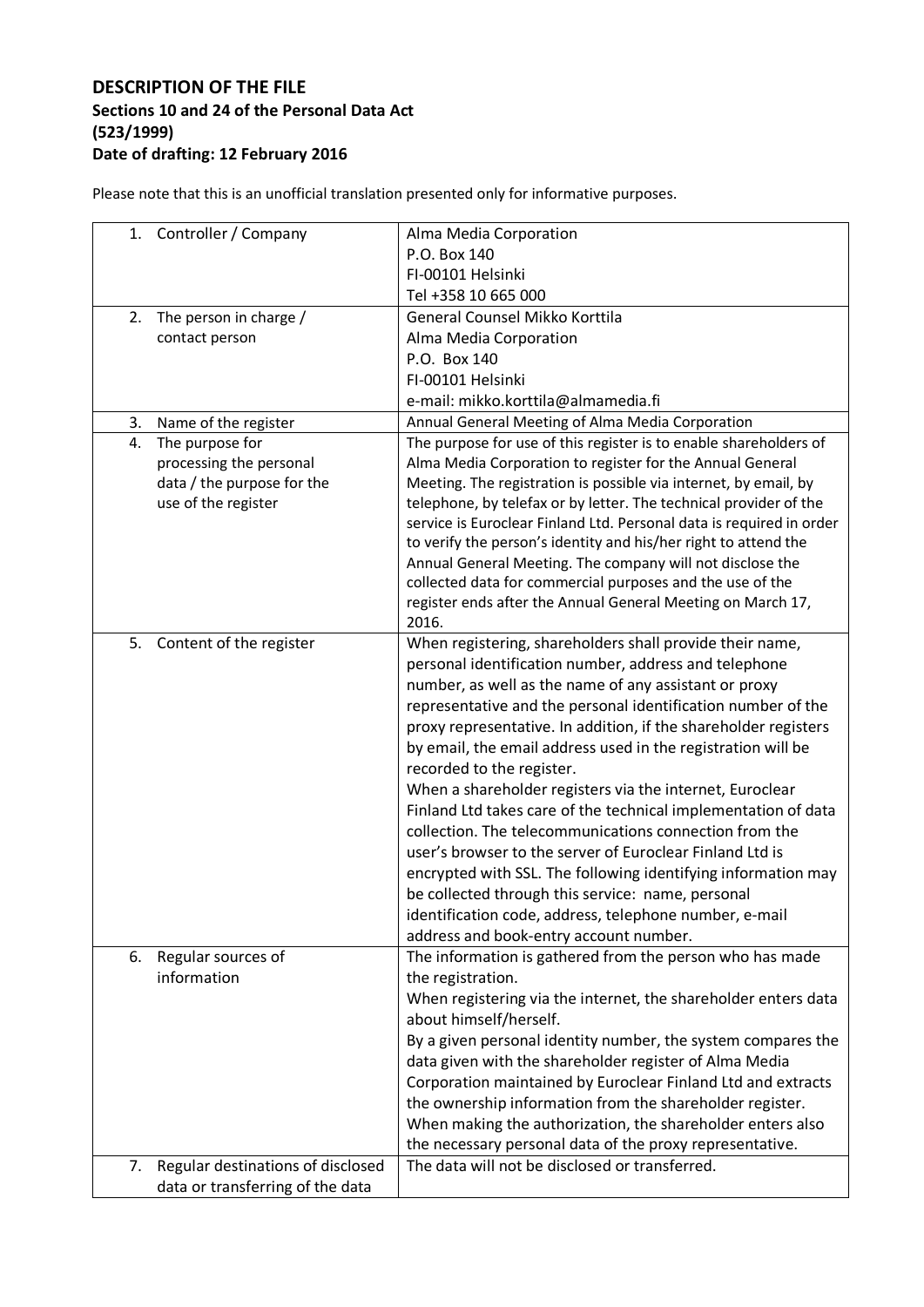## DESCRIPTION OF THE FILE

### Sections 10 and 24 of the Personal Data Act (523/1999)

### Date of drafting: 12 February 2016

Please note that this is an unofficial translation presented only for informative purposes.

| | |
|---|---|
| 1. Controller / Company | Alma Media Corporation<br>P.O. Box 140<br>FI-00101 Helsinki<br>Tel +358 10 665 000 |
| 2. The person in charge / contact person | General Counsel Mikko Korttila<br>Alma Media Corporation<br>P.O. Box 140<br>FI-00101 Helsinki<br>e-mail: mikko.korttila@almamedia.fi |
| 3. Name of the register | Annual General Meeting of Alma Media Corporation |
| 4. The purpose for processing the personal data / the purpose for the use of the register | The purpose for use of this register is to enable shareholders of Alma Media Corporation to register for the Annual General Meeting. The registration is possible via internet, by email, by telephone, by telefax or by letter. The technical provider of the service is Euroclear Finland Ltd. Personal data is required in order to verify the person's identity and his/her right to attend the Annual General Meeting. The company will not disclose the collected data for commercial purposes and the use of the register ends after the Annual General Meeting on March 17, 2016. |
| 5. Content of the register | When registering, shareholders shall provide their name, personal identification number, address and telephone number, as well as the name of any assistant or proxy representative and the personal identification number of the proxy representative. In addition, if the shareholder registers by email, the email address used in the registration will be recorded to the register.<br>When a shareholder registers via the internet, Euroclear Finland Ltd takes care of the technical implementation of data collection. The telecommunications connection from the user's browser to the server of Euroclear Finland Ltd is encrypted with SSL. The following identifying information may be collected through this service: name, personal identification code, address, telephone number, e-mail address and book-entry account number. |
| 6. Regular sources of information | The information is gathered from the person who has made the registration.<br>When registering via the internet, the shareholder enters data about himself/herself.<br>By a given personal identity number, the system compares the data given with the shareholder register of Alma Media Corporation maintained by Euroclear Finland Ltd and extracts the ownership information from the shareholder register.<br>When making the authorization, the shareholder enters also the necessary personal data of the proxy representative. |
| 7. Regular destinations of disclosed data or transferring of the data | The data will not be disclosed or transferred. |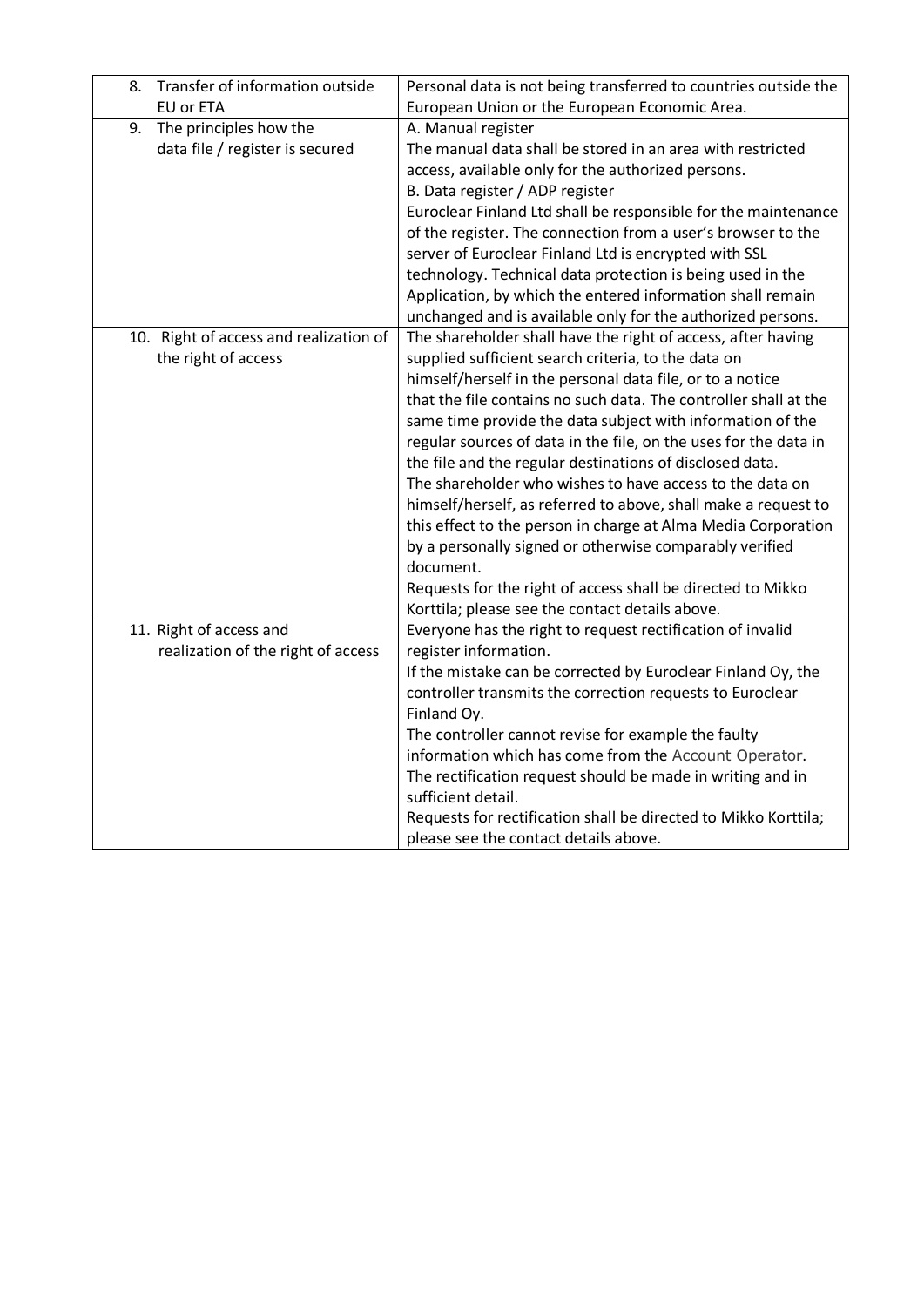| | |
|---|---|
| 8. Transfer of information outside EU or ETA | Personal data is not being transferred to countries outside the European Union or the European Economic Area. |
| 9. The principles how the data file / register is secured | A. Manual register<br>The manual data shall be stored in an area with restricted access, available only for the authorized persons.<br>B. Data register / ADP register<br>Euroclear Finland Ltd shall be responsible for the maintenance of the register. The connection from a user's browser to the server of Euroclear Finland Ltd is encrypted with SSL technology. Technical data protection is being used in the Application, by which the entered information shall remain unchanged and is available only for the authorized persons. |
| 10. Right of access and realization of the right of access | The shareholder shall have the right of access, after having supplied sufficient search criteria, to the data on himself/herself in the personal data file, or to a notice that the file contains no such data. The controller shall at the same time provide the data subject with information of the regular sources of data in the file, on the uses for the data in the file and the regular destinations of disclosed data.<br>The shareholder who wishes to have access to the data on himself/herself, as referred to above, shall make a request to this effect to the person in charge at Alma Media Corporation by a personally signed or otherwise comparably verified document.<br>Requests for the right of access shall be directed to Mikko Korttila; please see the contact details above. |
| 11. Right of access and realization of the right of access | Everyone has the right to request rectification of invalid register information.<br>If the mistake can be corrected by Euroclear Finland Oy, the controller transmits the correction requests to Euroclear Finland Oy.<br>The controller cannot revise for example the faulty information which has come from the Account Operator.<br>The rectification request should be made in writing and in sufficient detail.<br>Requests for rectification shall be directed to Mikko Korttila; please see the contact details above. |